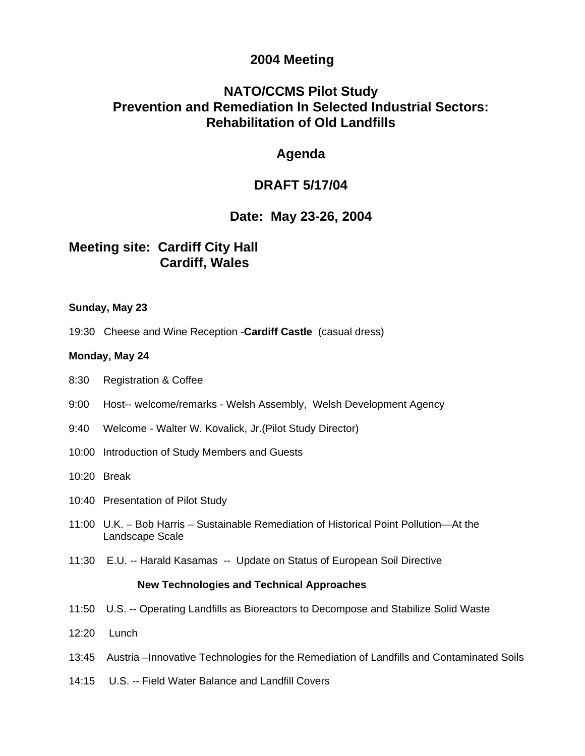# 2004 Meeting

## NATO/CCMS Pilot Study
## Prevention and Remediation In Selected Industrial Sectors: Rehabilitation of Old Landfills

## Agenda

## DRAFT 5/17/04

## Date: May 23-26, 2004

### Meeting site: Cardiff City Hall
### Cardiff, Wales

**Sunday, May 23**

19:30 Cheese and Wine Reception -**Cardiff Castle** (casual dress)

**Monday, May 24**

8:30 Registration & Coffee

9:00 Host-- welcome/remarks - Welsh Assembly, Welsh Development Agency

9:40 Welcome - Walter W. Kovalick, Jr.(Pilot Study Director)

10:00 Introduction of Study Members and Guests

10:20 Break

10:40 Presentation of Pilot Study

11:00 U.K. – Bob Harris – Sustainable Remediation of Historical Point Pollution—At the Landscape Scale

11:30 E.U. -- Harald Kasamas -- Update on Status of European Soil Directive

**New Technologies and Technical Approaches**

11:50 U.S. -- Operating Landfills as Bioreactors to Decompose and Stabilize Solid Waste

12:20 Lunch

13:45 Austria –Innovative Technologies for the Remediation of Landfills and Contaminated Soils

14:15 U.S. -- Field Water Balance and Landfill Covers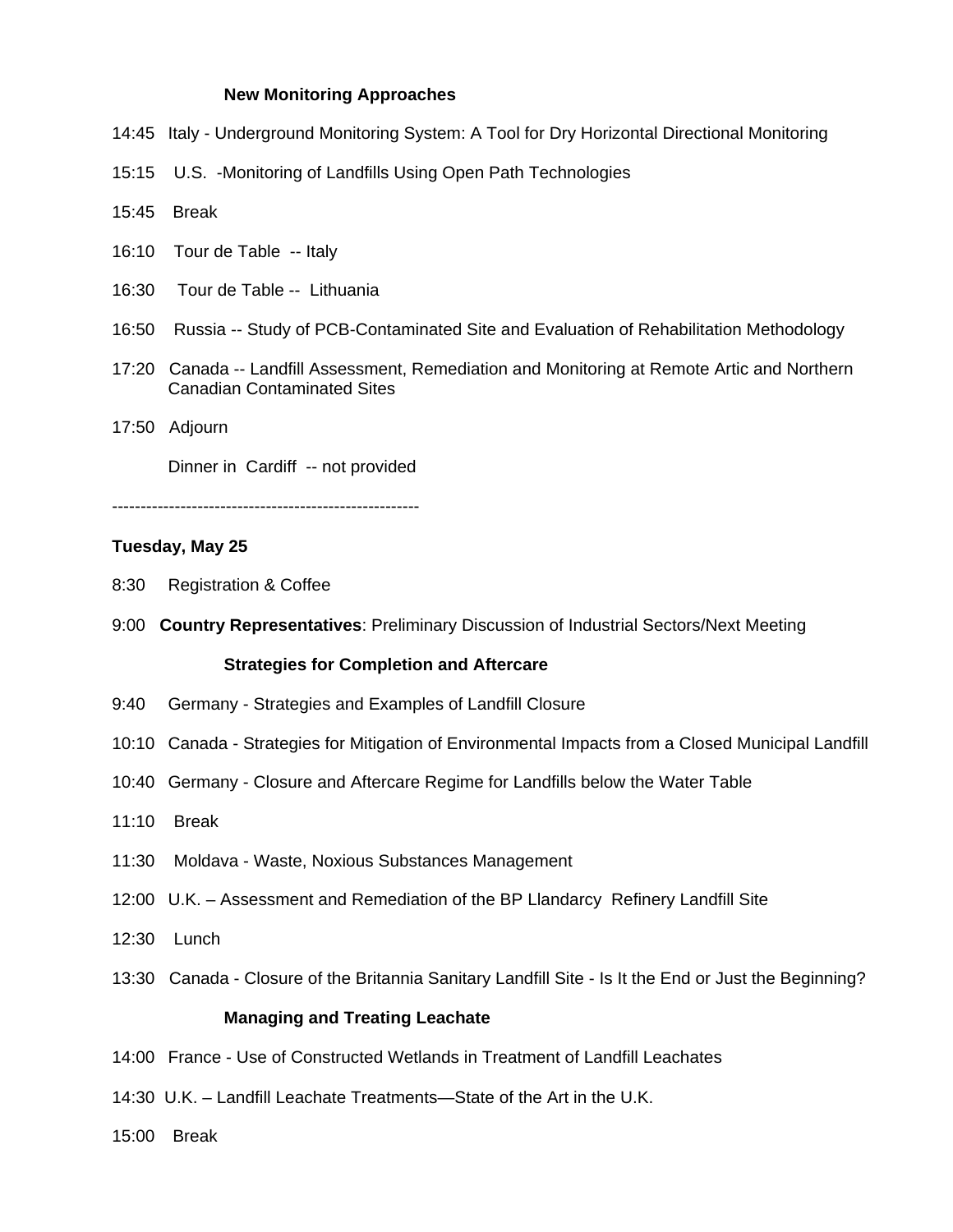### New Monitoring Approaches

14:45 Italy - Underground Monitoring System: A Tool for Dry Horizontal Directional Monitoring

15:15 U.S. -Monitoring of Landfills Using Open Path Technologies

15:45 Break

16:10 Tour de Table -- Italy

16:30 Tour de Table -- Lithuania

16:50 Russia -- Study of PCB-Contaminated Site and Evaluation of Rehabilitation Methodology

17:20 Canada -- Landfill Assessment, Remediation and Monitoring at Remote Artic and Northern Canadian Contaminated Sites

17:50 Adjourn

Dinner in Cardiff -- not provided

------------------------------------------------------

**Tuesday, May 25**

8:30 Registration & Coffee

9:00 **Country Representatives**: Preliminary Discussion of Industrial Sectors/Next Meeting

### Strategies for Completion and Aftercare

9:40 Germany - Strategies and Examples of Landfill Closure

10:10 Canada - Strategies for Mitigation of Environmental Impacts from a Closed Municipal Landfill

10:40 Germany - Closure and Aftercare Regime for Landfills below the Water Table

11:10 Break

11:30 Moldava - Waste, Noxious Substances Management

12:00 U.K. – Assessment and Remediation of the BP Llandarcy Refinery Landfill Site

12:30 Lunch

13:30 Canada - Closure of the Britannia Sanitary Landfill Site - Is It the End or Just the Beginning?

### Managing and Treating Leachate

14:00 France - Use of Constructed Wetlands in Treatment of Landfill Leachates

14:30 U.K. – Landfill Leachate Treatments—State of the Art in the U.K.

15:00 Break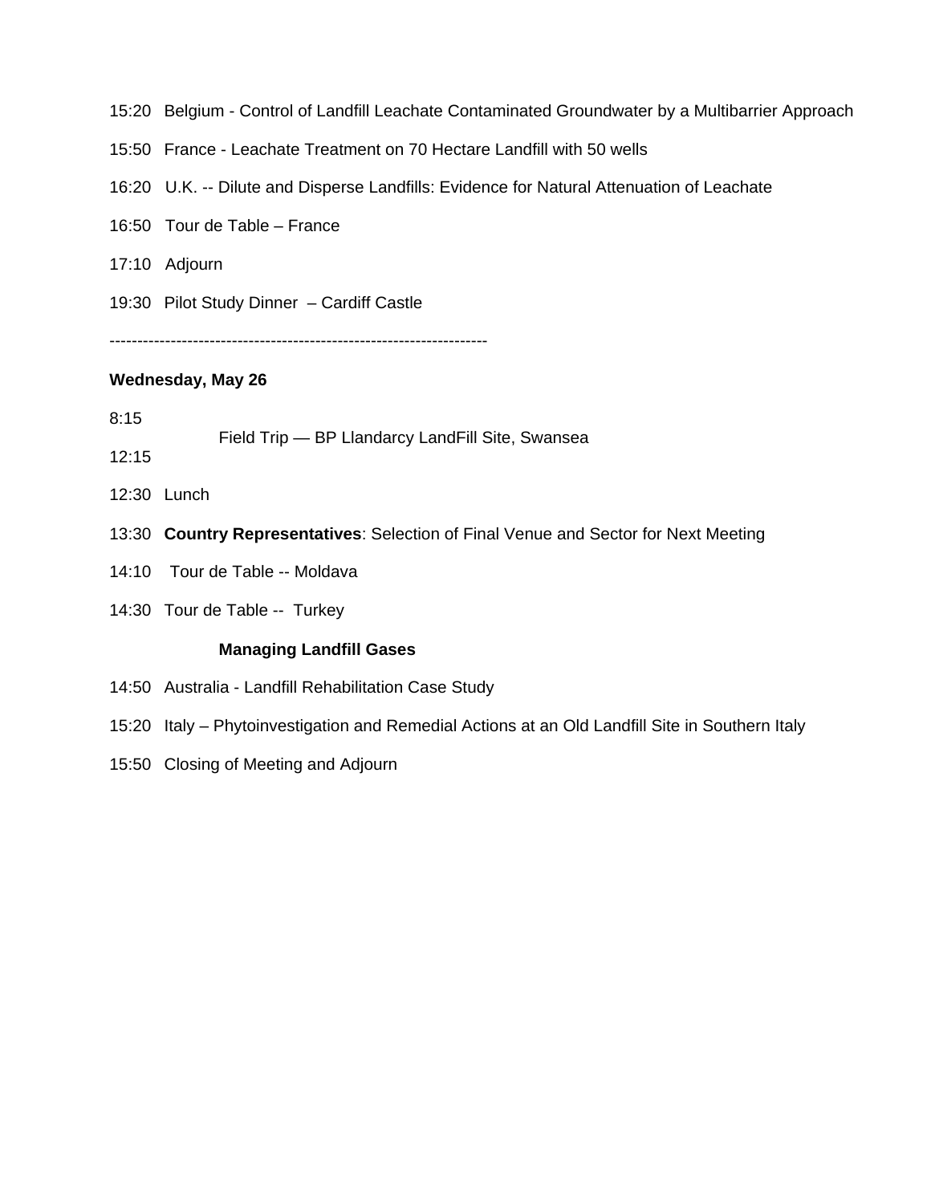15:20 Belgium - Control of Landfill Leachate Contaminated Groundwater by a Multibarrier Approach

15:50 France - Leachate Treatment on 70 Hectare Landfill with 50 wells

16:20 U.K. -- Dilute and Disperse Landfills: Evidence for Natural Attenuation of Leachate

16:50 Tour de Table – France

17:10 Adjourn

19:30 Pilot Study Dinner – Cardiff Castle

--------------------------------------------------------------------

**Wednesday, May 26**

8:15 – 12:15 Field Trip — BP Llandarcy LandFill Site, Swansea

12:30 Lunch

13:30 **Country Representatives**: Selection of Final Venue and Sector for Next Meeting

14:10 Tour de Table -- Moldava

14:30 Tour de Table -- Turkey

**Managing Landfill Gases**

14:50 Australia - Landfill Rehabilitation Case Study

15:20 Italy – Phytoinvestigation and Remedial Actions at an Old Landfill Site in Southern Italy

15:50 Closing of Meeting and Adjourn